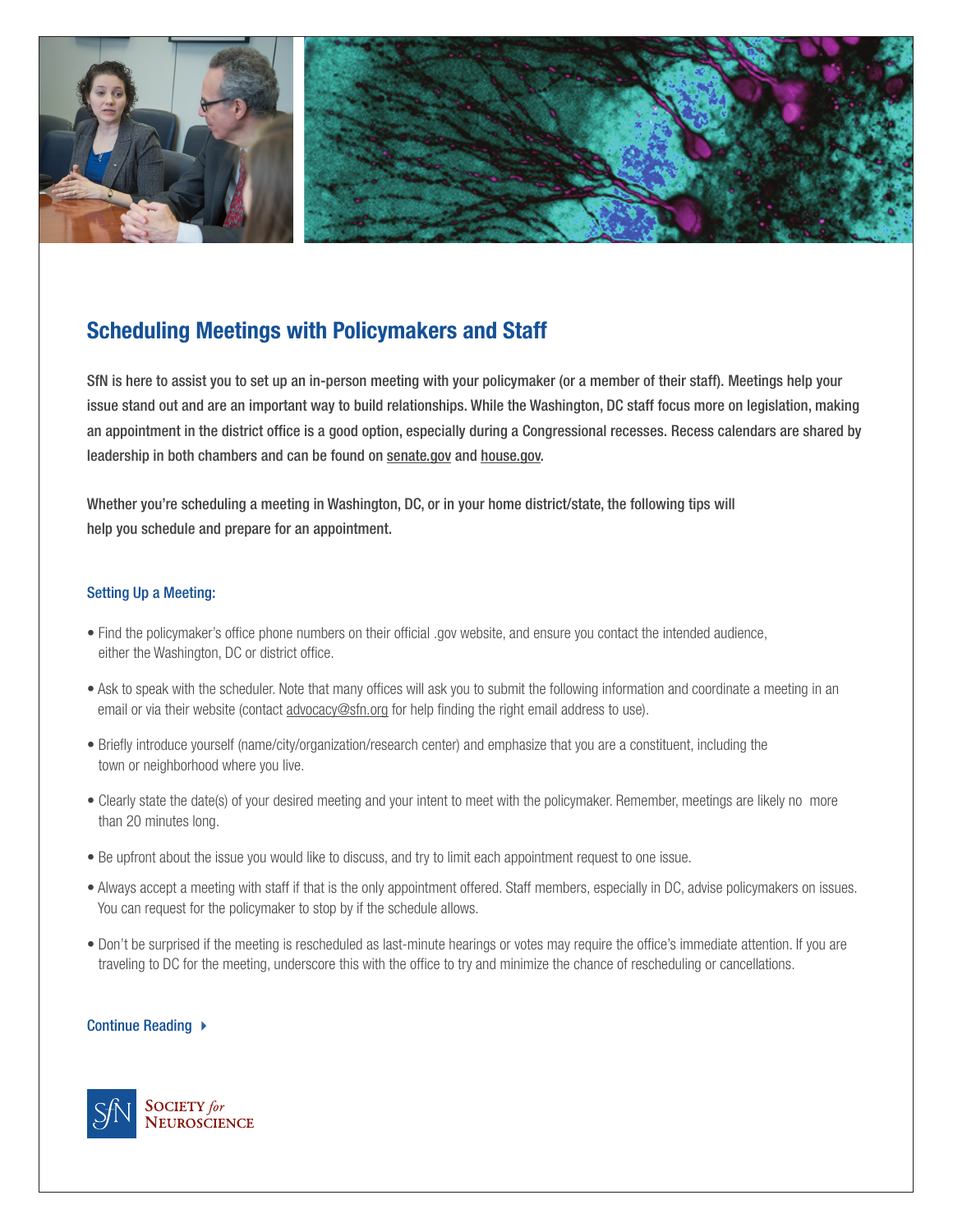## Scheduling Meetings with Policymakers and Staff

SfN is here to assist you to set up an in-person meeting with your policymaker (or a member of their staff). Meetings help your issue stand out and are an important way to build relationships. While the Washington, DC staff focus more on legislation, making an appointment in the district office is a good option, especially during a Congressional recesses. Recess calendars are shared by leadership in both chambers and can be found on senate.gov and house.gov.

Whether you're scheduling a meeting in Washington, DC, or in your home district/state, the following tips will help you schedule and prepare for an appointment.

### Setting Up a Meeting:

- Find the policymaker's office phone numbers on their official .gov website, and ensure you contact the intended audience, either the Washington, DC or district office.
- Ask to speak with the scheduler. Note that many offices will ask you to submit the following information and coordinate a meeting in an email or via their website (contact advocacy@sfn.org for help finding the right email address to use).
- Briefly introduce yourself (name/city/organization/research center) and emphasize that you are a constituent, including the town or neighborhood where you live.
- Clearly state the date(s) of your desired meeting and your intent to meet with the policymaker. Remember, meetings are likely no more than 20 minutes long.
- Be upfront about the issue you would like to discuss, and try to limit each appointment request to one issue.
- Always accept a meeting with staff if that is the only appointment offered. Staff members, especially in DC, advise policymakers on issues. You can request for the policymaker to stop by if the schedule allows.
- Don't be surprised if the meeting is rescheduled as last-minute hearings or votes may require the office's immediate attention. If you are traveling to DC for the meeting, underscore this with the office to try and minimize the chance of rescheduling or cancellations.

Continue Reading ▸

SfN Society *for* Neuroscience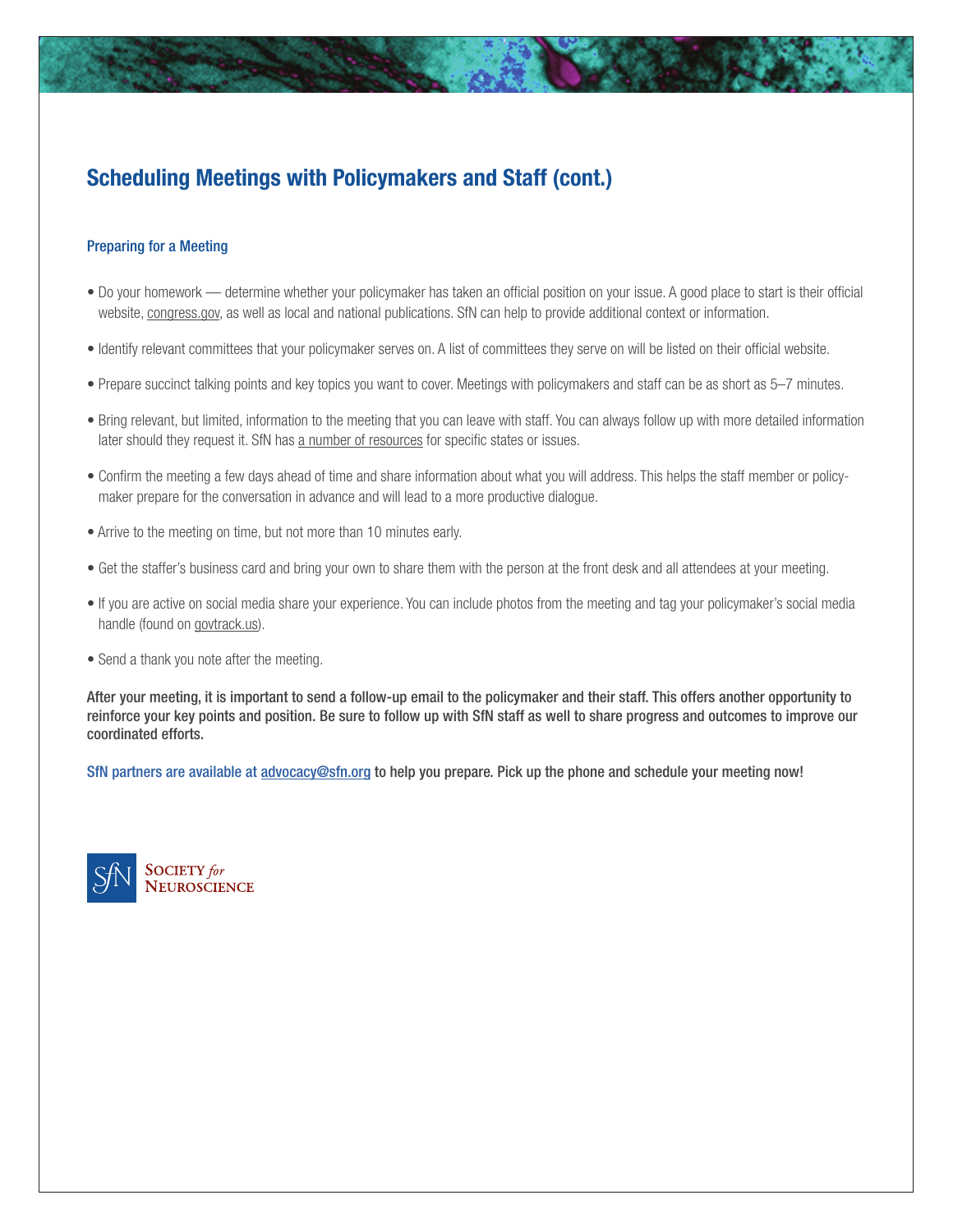## Scheduling Meetings with Policymakers and Staff (cont.)

### Preparing for a Meeting

- Do your homework — determine whether your policymaker has taken an official position on your issue. A good place to start is their official website, congress.gov, as well as local and national publications. SfN can help to provide additional context or information.
- Identify relevant committees that your policymaker serves on. A list of committees they serve on will be listed on their official website.
- Prepare succinct talking points and key topics you want to cover. Meetings with policymakers and staff can be as short as 5–7 minutes.
- Bring relevant, but limited, information to the meeting that you can leave with staff. You can always follow up with more detailed information later should they request it. SfN has a number of resources for specific states or issues.
- Confirm the meeting a few days ahead of time and share information about what you will address. This helps the staff member or policymaker prepare for the conversation in advance and will lead to a more productive dialogue.
- Arrive to the meeting on time, but not more than 10 minutes early.
- Get the staffer's business card and bring your own to share them with the person at the front desk and all attendees at your meeting.
- If you are active on social media share your experience. You can include photos from the meeting and tag your policymaker's social media handle (found on govtrack.us).
- Send a thank you note after the meeting.

**After your meeting, it is important to send a follow-up email to the policymaker and their staff. This offers another opportunity to reinforce your key points and position. Be sure to follow up with SfN staff as well to share progress and outcomes to improve our coordinated efforts.**

**SfN partners are available at advocacy@sfn.org to help you prepare. Pick up the phone and schedule your meeting now!**

SfN Society for Neuroscience